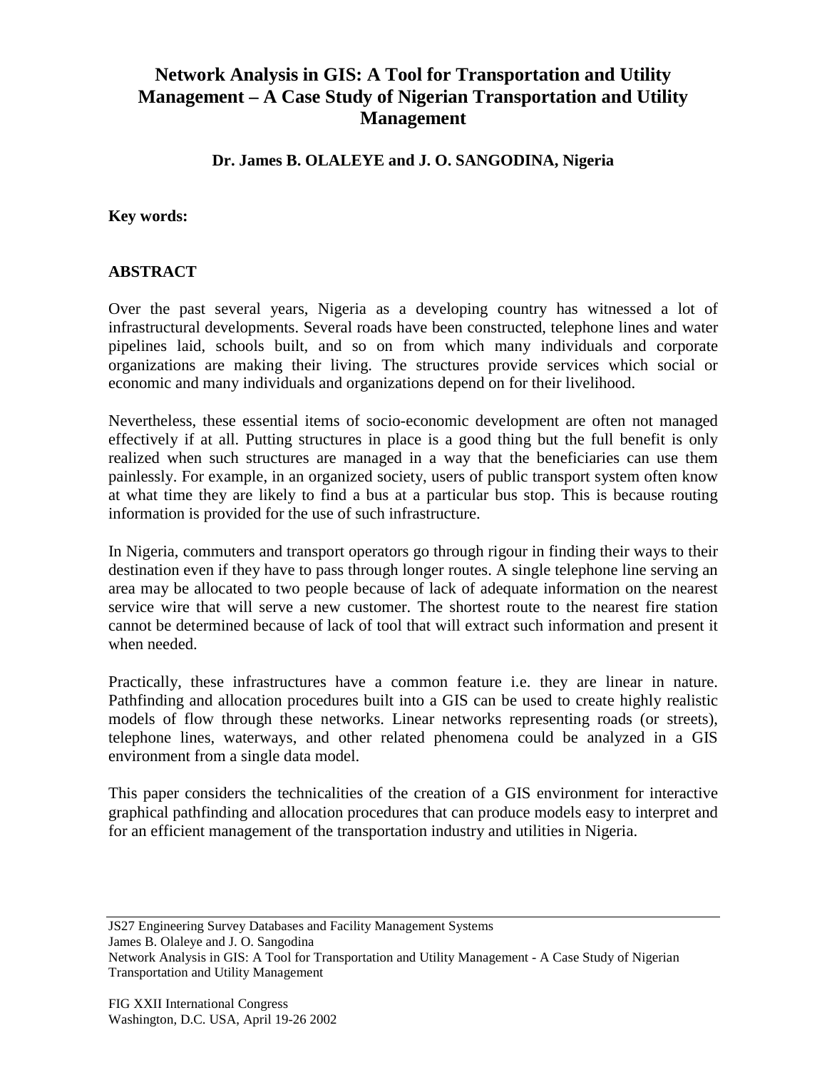# Network Analysis in GIS: A Tool for Transportation and Utility Management – A Case Study of Nigerian Transportation and Utility Management

**Dr. James B. OLALEYE and J. O. SANGODINA, Nigeria**

**Key words:**

## ABSTRACT

Over the past several years, Nigeria as a developing country has witnessed a lot of infrastructural developments. Several roads have been constructed, telephone lines and water pipelines laid, schools built, and so on from which many individuals and corporate organizations are making their living. The structures provide services which social or economic and many individuals and organizations depend on for their livelihood.

Nevertheless, these essential items of socio-economic development are often not managed effectively if at all. Putting structures in place is a good thing but the full benefit is only realized when such structures are managed in a way that the beneficiaries can use them painlessly. For example, in an organized society, users of public transport system often know at what time they are likely to find a bus at a particular bus stop. This is because routing information is provided for the use of such infrastructure.

In Nigeria, commuters and transport operators go through rigour in finding their ways to their destination even if they have to pass through longer routes. A single telephone line serving an area may be allocated to two people because of lack of adequate information on the nearest service wire that will serve a new customer. The shortest route to the nearest fire station cannot be determined because of lack of tool that will extract such information and present it when needed.

Practically, these infrastructures have a common feature i.e. they are linear in nature. Pathfinding and allocation procedures built into a GIS can be used to create highly realistic models of flow through these networks. Linear networks representing roads (or streets), telephone lines, waterways, and other related phenomena could be analyzed in a GIS environment from a single data model.

This paper considers the technicalities of the creation of a GIS environment for interactive graphical pathfinding and allocation procedures that can produce models easy to interpret and for an efficient management of the transportation industry and utilities in Nigeria.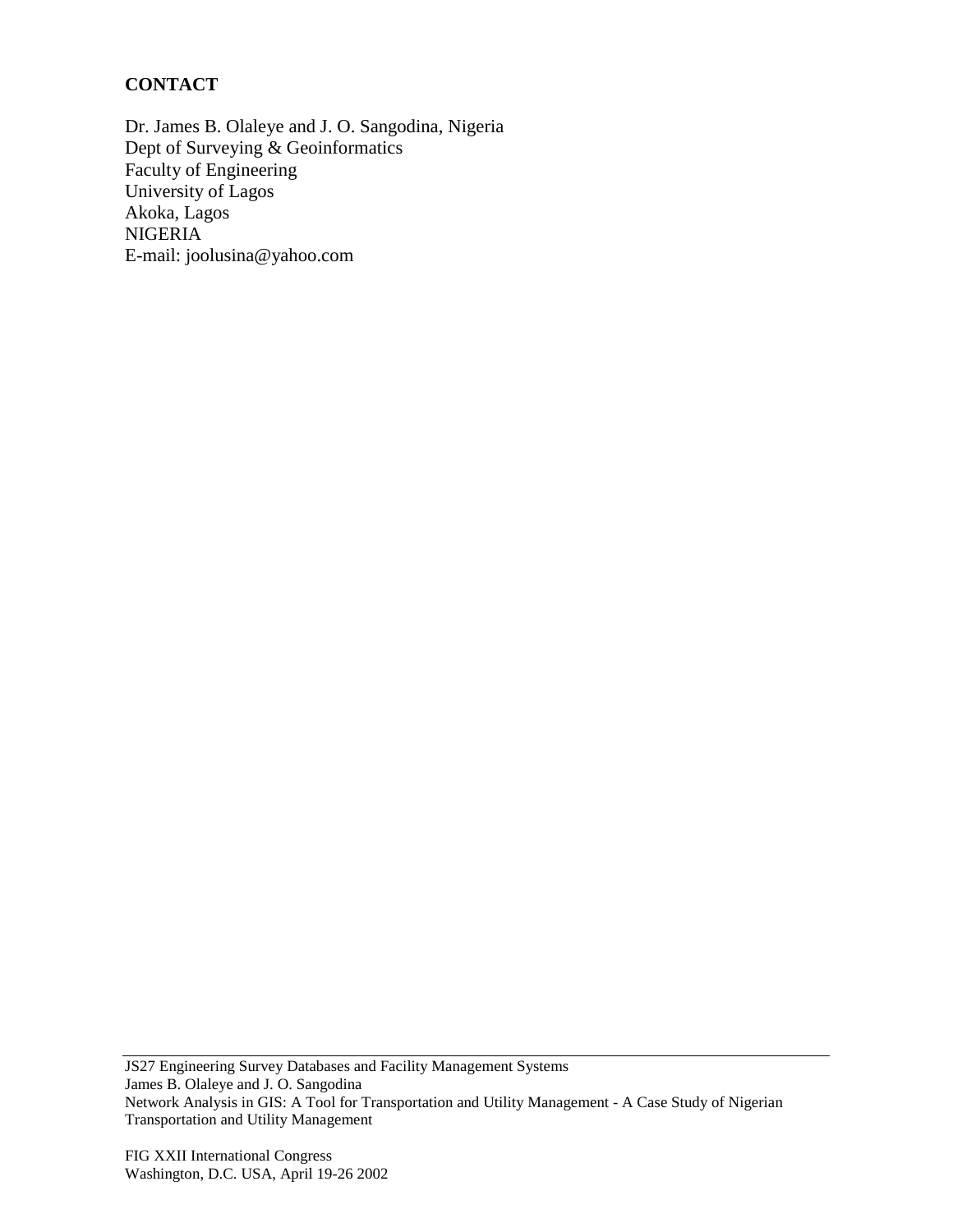## CONTACT

Dr. James B. Olaleye and J. O. Sangodina, Nigeria
Dept of Surveying & Geoinformatics
Faculty of Engineering
University of Lagos
Akoka, Lagos
NIGERIA
E-mail: joolusina@yahoo.com